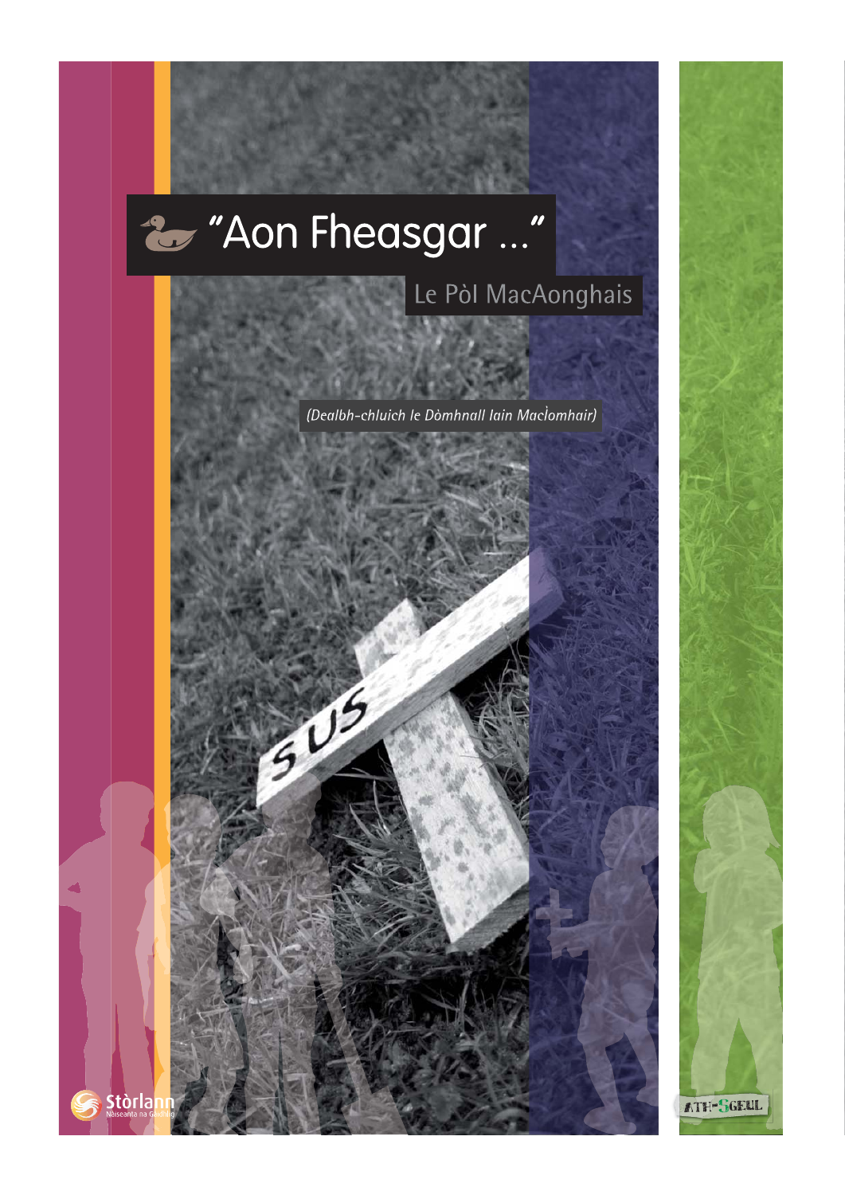# "Aon Fheasgar ..."

Le Pòl MacAonghais

(Dealbh-chluich le Dòmhnall Iain MacÌomhair)

Stòrlann Nàiseanta na Gàidhlig

ATH-SGEUL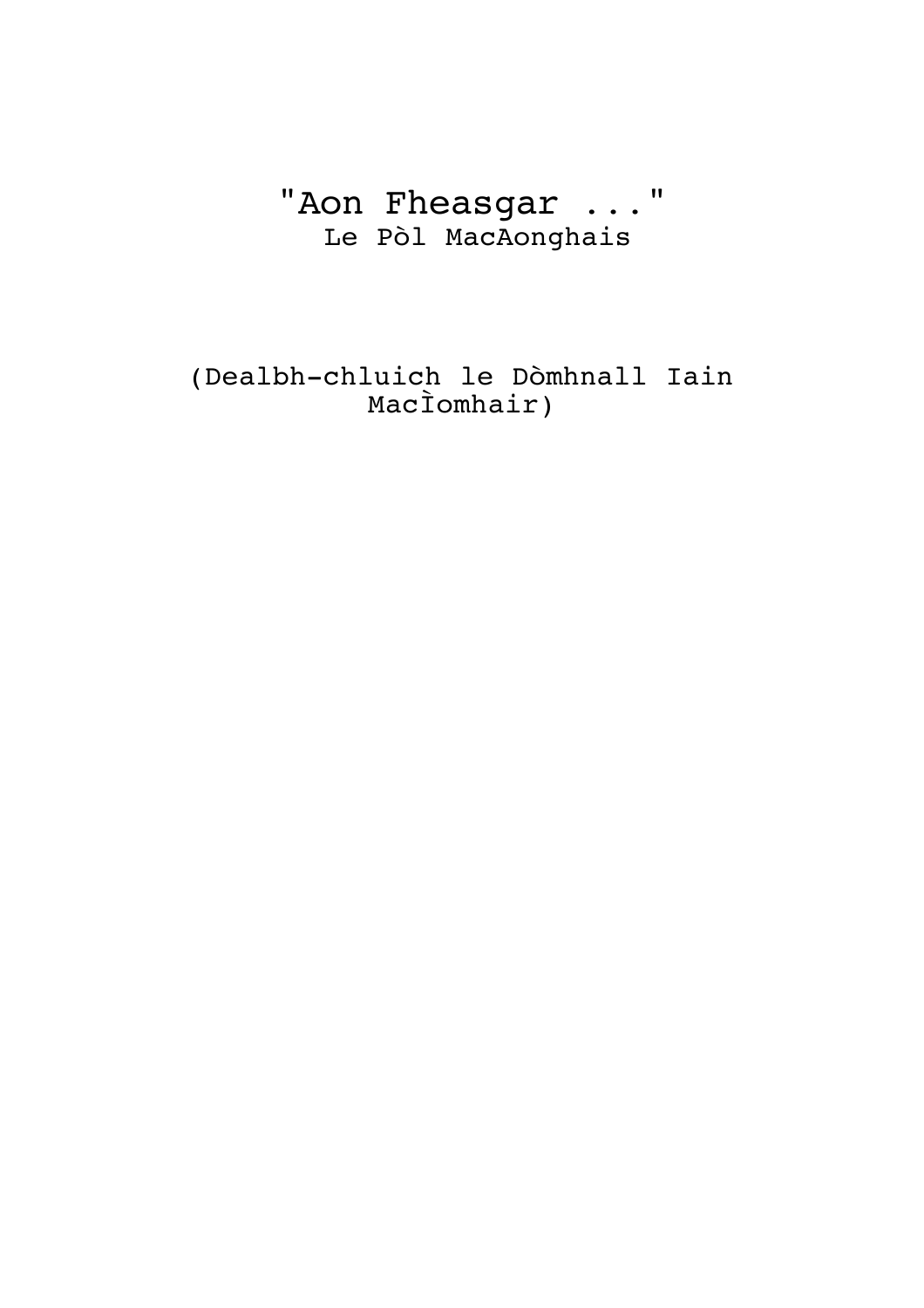# "Aon Fheasgar ..."

Le Pòl MacAonghais

(Dealbh-chluich le Dòmhnall Iain MacÌomhair)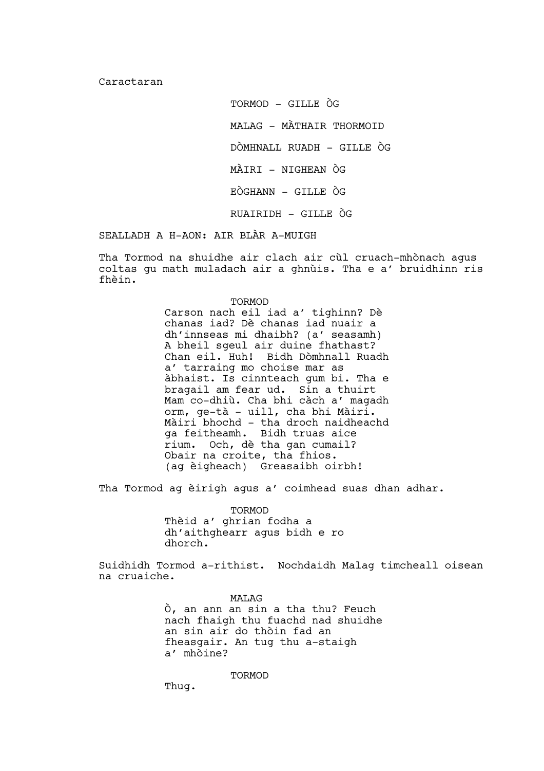Caractaran

TORMOD - GILLE ÒG

MALAG - MÀTHAIR THORMOID

DÒMHNALL RUADH - GILLE ÒG

MÀIRI - NIGHEAN ÒG

EÒGHANN - GILLE ÒG

RUAIRIDH - GILLE ÒG

SEALLADH A H-AON: AIR BLÀR A-MUIGH

Tha Tormod na shuidhe air clach air cùl cruach-mhònach agus coltas gu math muladach air a ghnùis. Tha e a' bruidhinn ris fhèin.

TORMOD

Carson nach eil iad a' tighinn? Dè chanas iad? Dè chanas iad nuair a dh'innseas mi dhaibh? (a' seasamh) A bheil sgeul air duine fhathast? Chan eil. Huh! Bidh Dòmhnall Ruadh a' tarraing mo choise mar as àbhaist. Is cinnteach gum bi. Tha e bragail am fear ud. Sin a thuirt Mam co-dhiù. Cha bhi càch a' magadh orm, ge-tà - uill, cha bhi Màiri. Màiri bhochd - tha droch naidheachd ga feitheamh. Bidh truas aice rium. Och, dè tha gan cumail? Obair na croite, tha fhios. (ag èigheach) Greasaibh oirbh!

Tha Tormod ag èirigh agus a' coimhead suas dhan adhar.

TORMOD

Thèid a' ghrian fodha a dh'aithghearr agus bidh e ro dhorch.

Suidhidh Tormod a-rithist. Nochdaidh Malag timcheall oisean na cruaiche.

MALAG

Ò, an ann an sin a tha thu? Feuch nach fhaigh thu fuachd nad shuidhe an sin air do thòin fad an fheasgair. An tug thu a-staigh a' mhòine?

TORMOD

Thug.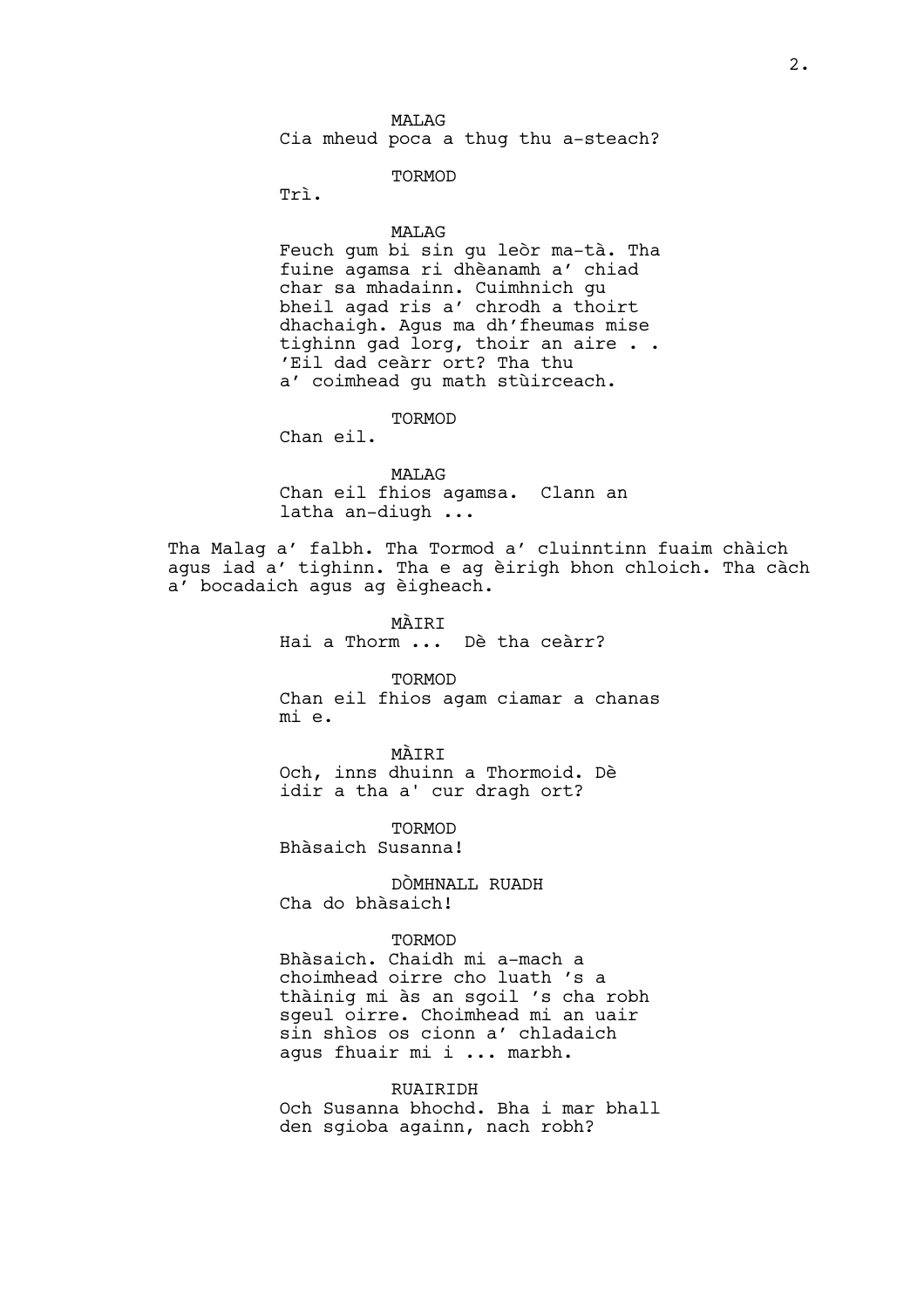MALAG

Cia mheud poca a thug thu a-steach?

TORMOD

Trì.

MALAG

Feuch gum bi sin gu leòr ma-tà. Tha fuine agamsa ri dhèanamh a' chiad char sa mhadainn. Cuimhnich gu bheil agad ris a' chrodh a thoirt dhachaigh. Agus ma dh'fheumas mise tighinn gad lorg, thoir an aire . . 'Eil dad ceàrr ort? Tha thu a' coimhead gu math stùirceach.

TORMOD

Chan eil.

MALAG

Chan eil fhios agamsa. Clann an latha an-diugh ...

Tha Malag a' falbh. Tha Tormod a' cluinntinn fuaim chàich agus iad a' tighinn. Tha e ag èirigh bhon chloich. Tha càch a' bocadaich agus ag èigheach.

MÀIRI

Hai a Thorm ... Dè tha ceàrr?

TORMOD

Chan eil fhios agam ciamar a chanas mi e.

MÀIRI

Och, inns dhuinn a Thormoid. Dè idir a tha a' cur dragh ort?

TORMOD

Bhàsaich Susanna!

DÒMHNALL RUADH

Cha do bhàsaich!

TORMOD

Bhàsaich. Chaidh mi a-mach a choimhead oirre cho luath 's a thàinig mi às an sgoil 's cha robh sgeul oirre. Choimhead mi an uair sin shìos os cionn a' chladaich agus fhuair mi i ... marbh.

RUAIRIDH

Och Susanna bhochd. Bha i mar bhall den sgioba againn, nach robh?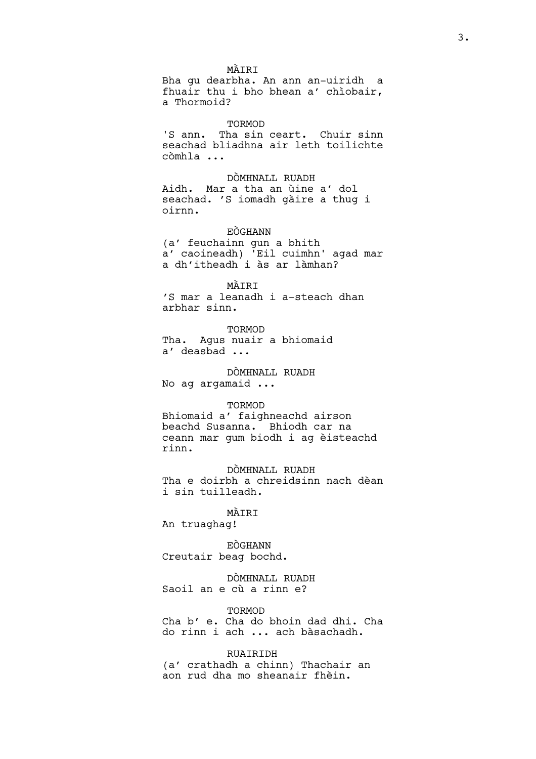MÀIRI

Bha gu dearbha. An ann an-uiridh a fhuair thu i bho bhean a' chìobair, a Thormoid?

TORMOD

'S ann. Tha sin ceart. Chuir sinn seachad bliadhna air leth toilichte còmhla ...

DÒMHNALL RUADH

Aidh. Mar a tha an ùine a' dol seachad. 'S iomadh gàire a thug i oirnn.

EÒGHANN

(a' feuchainn gun a bhith a' caoineadh) 'Eil cuimhn' agad mar a dh'itheadh i às ar làmhan?

MÀIRI

'S mar a leanadh i a-steach dhan arbhar sinn.

TORMOD

Tha. Agus nuair a bhiomaid a' deasbad ...

DÒMHNALL RUADH

No ag argamaid ...

TORMOD

Bhiomaid a' faighneachd airson beachd Susanna. Bhiodh car na ceann mar gum biodh i ag èisteachd rinn.

DÒMHNALL RUADH

Tha e doirbh a chreidsinn nach dèan i sin tuilleadh.

MÀIRI

An truaghag!

EÒGHANN

Creutair beag bochd.

DÒMHNALL RUADH

Saoil an e cù a rinn e?

TORMOD

Cha b' e. Cha do bhoin dad dhi. Cha do rinn i ach ... ach bàsachadh.

RUAIRIDH

(a' crathadh a chinn) Thachair an aon rud dha mo sheanair fhèin.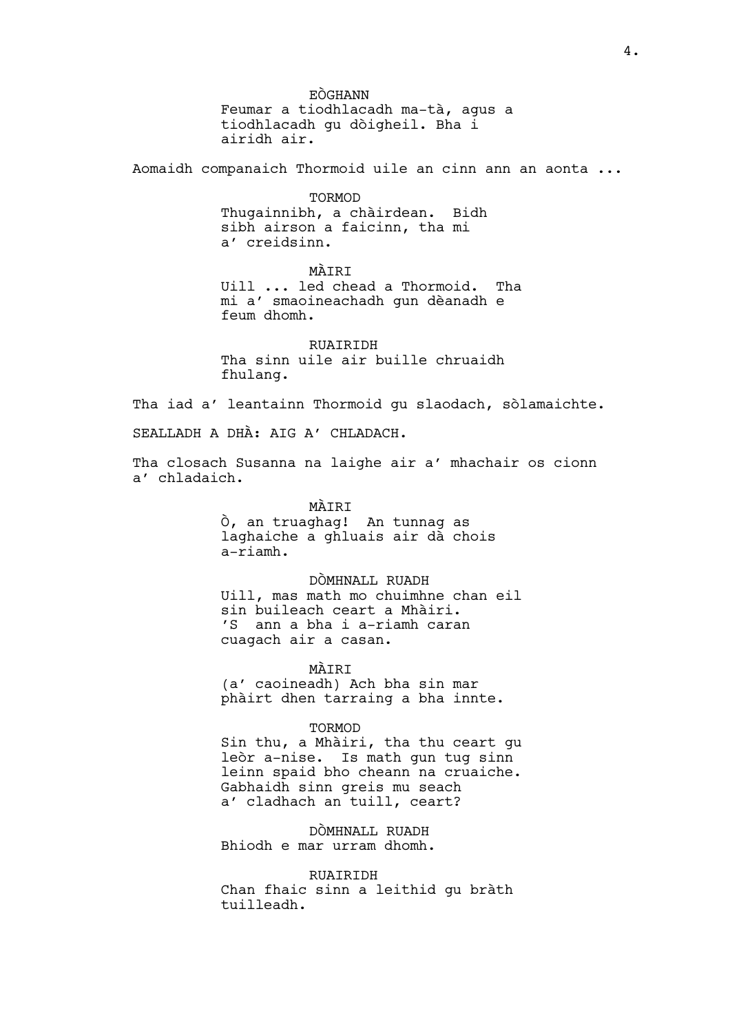EÒGHANN
Feumar a tiodhlacadh ma-tà, agus a tiodhlacadh gu dòigheil. Bha i airidh air.

Aomaidh companaich Thormoid uile an cinn ann an aonta ...

TORMOD
Thugainnibh, a chàirdean. Bidh sibh airson a faicinn, tha mi a’ creidsinn.

MÀIRI
Uill ... led chead a Thormoid. Tha mi a’ smaoineachadh gun dèanadh e feum dhomh.

RUAIRIDH
Tha sinn uile air buille chruaidh fhulang.

Tha iad a’ leantainn Thormoid gu slaodach, sòlamaichte.

SEALLADH A DHÀ: AIG A’ CHLADACH.

Tha closach Susanna na laighe air a’ mhachair os cionn a’ chladaich.

MÀIRI
Ò, an truaghag! An tunnag as laghaiche a ghluais air dà chois a-riamh.

DÒMHNALL RUADH
Uill, mas math mo chuimhne chan eil sin buileach ceart a Mhàiri. ’S ann a bha i a-riamh caran cuagach air a casan.

MÀIRI
(a’ caoineadh) Ach bha sin mar phàirt dhen tarraing a bha innte.

TORMOD
Sin thu, a Mhàiri, tha thu ceart gu leòr a-nise. Is math gun tug sinn leinn spaid bho cheann na cruaiche. Gabhaidh sinn greis mu seach a’ cladhach an tuill, ceart?

DÒMHNALL RUADH
Bhiodh e mar urram dhomh.

RUAIRIDH
Chan fhaic sinn a leithid gu bràth tuilleadh.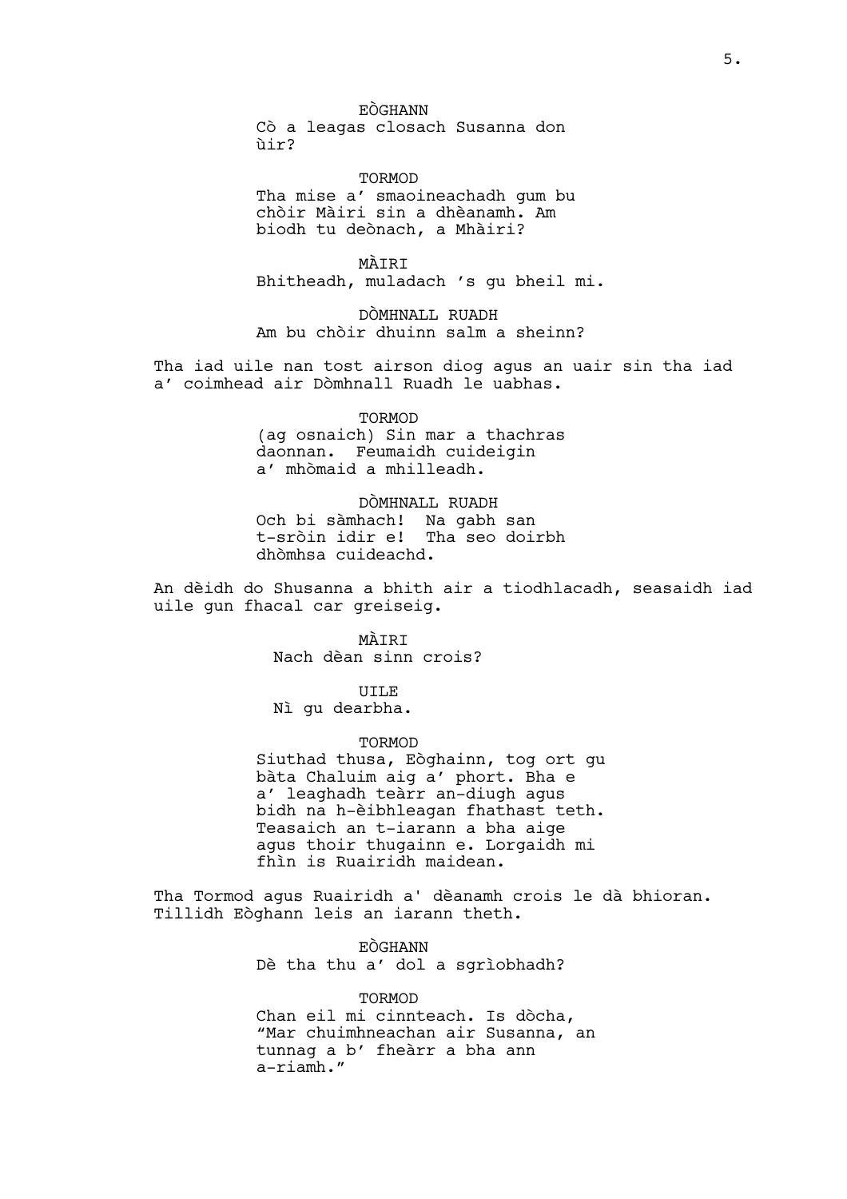EÒGHANN
Cò a leagas closach Susanna don ùir?

TORMOD
Tha mise a' smaoineachadh gum bu chòir Màiri sin a dhèanamh. Am biodh tu deònach, a Mhàiri?

MÀIRI
Bhitheadh, muladach 's gu bheil mi.

DÒMHNALL RUADH
Am bu chòir dhuinn salm a sheinn?

Tha iad uile nan tost airson diog agus an uair sin tha iad a' coimhead air Dòmhnall Ruadh le uabhas.

TORMOD
(ag osnaich) Sin mar a thachras daonnan. Feumaidh cuideigin a' mhòmaid a mhilleadh.

DÒMHNALL RUADH
Och bi sàmhach! Na gabh san t-sròin idir e! Tha seo doirbh dhòmhsa cuideachd.

An dèidh do Shusanna a bhith air a tiodhlacadh, seasaidh iad uile gun fhacal car greiseig.

MÀIRI
Nach dèan sinn crois?

UILE
Nì gu dearbha.

TORMOD
Siuthad thusa, Eòghainn, tog ort gu bàta Chaluim aig a' phort. Bha e a' leaghadh teàrr an-diugh agus bidh na h-èibhleagan fhathast teth. Teasaich an t-iarann a bha aige agus thoir thugainn e. Lorgaidh mi fhìn is Ruairidh maidean.

Tha Tormod agus Ruairidh a' dèanamh crois le dà bhioran. Tillidh Eòghann leis an iarann theth.

EÒGHANN
Dè tha thu a' dol a sgrìobhadh?

TORMOD
Chan eil mi cinnteach. Is dòcha, "Mar chuimhneachan air Susanna, an tunnag a b' fheàrr a bha ann a-riamh."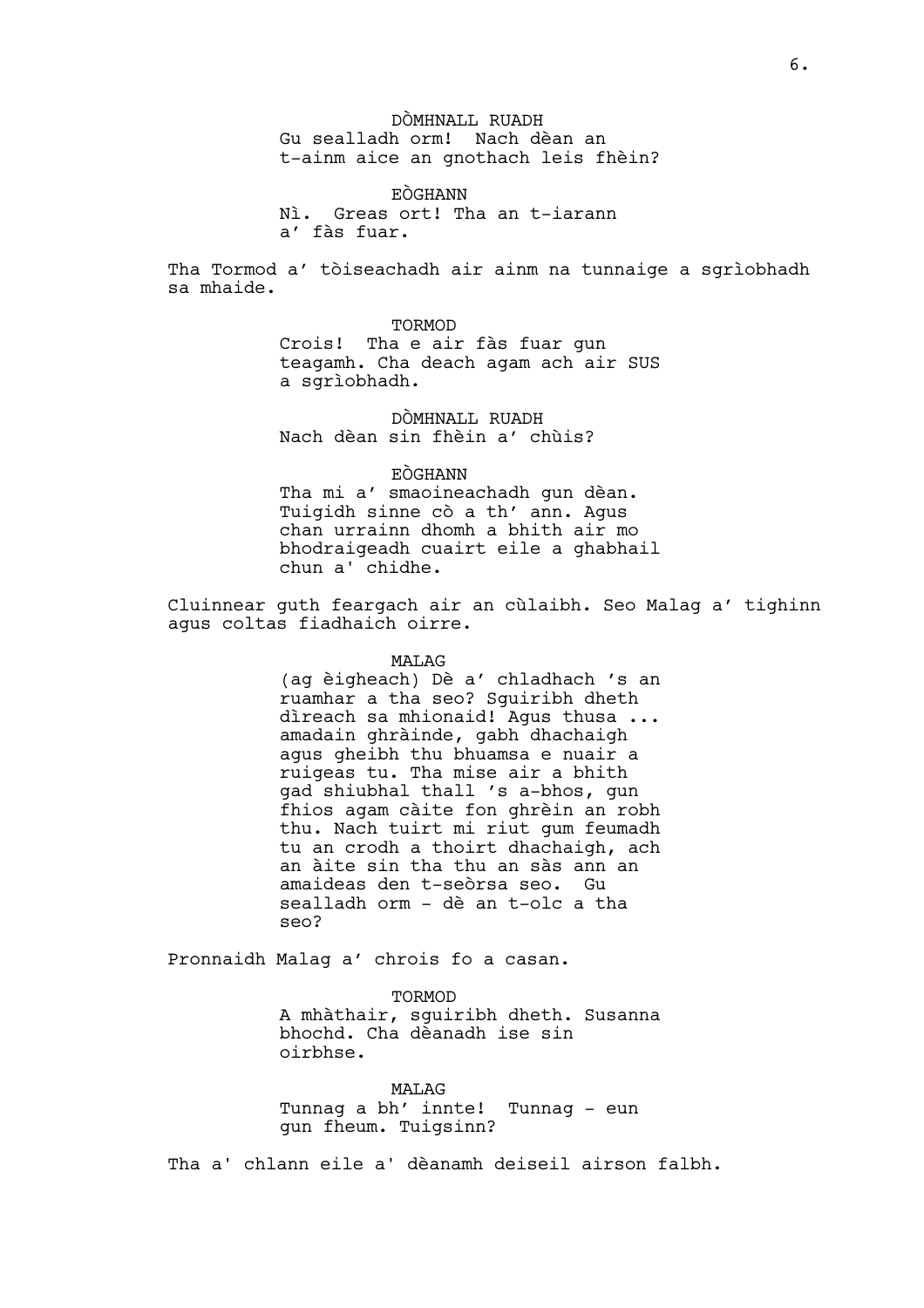DÒMHNALL RUADH
Gu sealladh orm! Nach dèan an t-ainm aice an gnothach leis fhèin?

EÒGHANN
Nì. Greas ort! Tha an t-iarann a' fàs fuar.

Tha Tormod a' tòiseachadh air ainm na tunnaige a sgrìobhadh sa mhaide.

TORMOD
Crois! Tha e air fàs fuar gun teagamh. Cha deach agam ach air SUS a sgrìobhadh.

DÒMHNALL RUADH
Nach dèan sin fhèin a' chùis?

EÒGHANN
Tha mi a' smaoineachadh gun dèan. Tuigidh sinne cò a th' ann. Agus chan urrainn dhomh a bhith air mo bhodraigeadh cuairt eile a ghabhail chun a' chidhe.

Cluinnear guth feargach air an cùlaibh. Seo Malag a' tighinn agus coltas fiadhaich oirre.

MALAG
(ag èigheach) Dè a' chladhach 's an ruamhar a tha seo? Sguiribh dheth dìreach sa mhionaid! Agus thusa ... amadain ghràinde, gabh dhachaigh agus gheibh thu bhuamsa e nuair a ruigeas tu. Tha mise air a bhith gad shiubhal thall 's a-bhos, gun fhios agam càite fon ghrèin an robh thu. Nach tuirt mi riut gum feumadh tu an crodh a thoirt dhachaigh, ach an àite sin tha thu an sàs ann an amaideas den t-seòrsa seo. Gu sealladh orm - dè an t-olc a tha seo?

Pronnaidh Malag a' chrois fo a casan.

TORMOD
A mhàthair, sguiribh dheth. Susanna bhochd. Cha dèanadh ise sin oirbhse.

MALAG
Tunnag a bh' innte! Tunnag - eun gun fheum. Tuigsinn?

Tha a' chlann eile a' dèanamh deiseil airson falbh.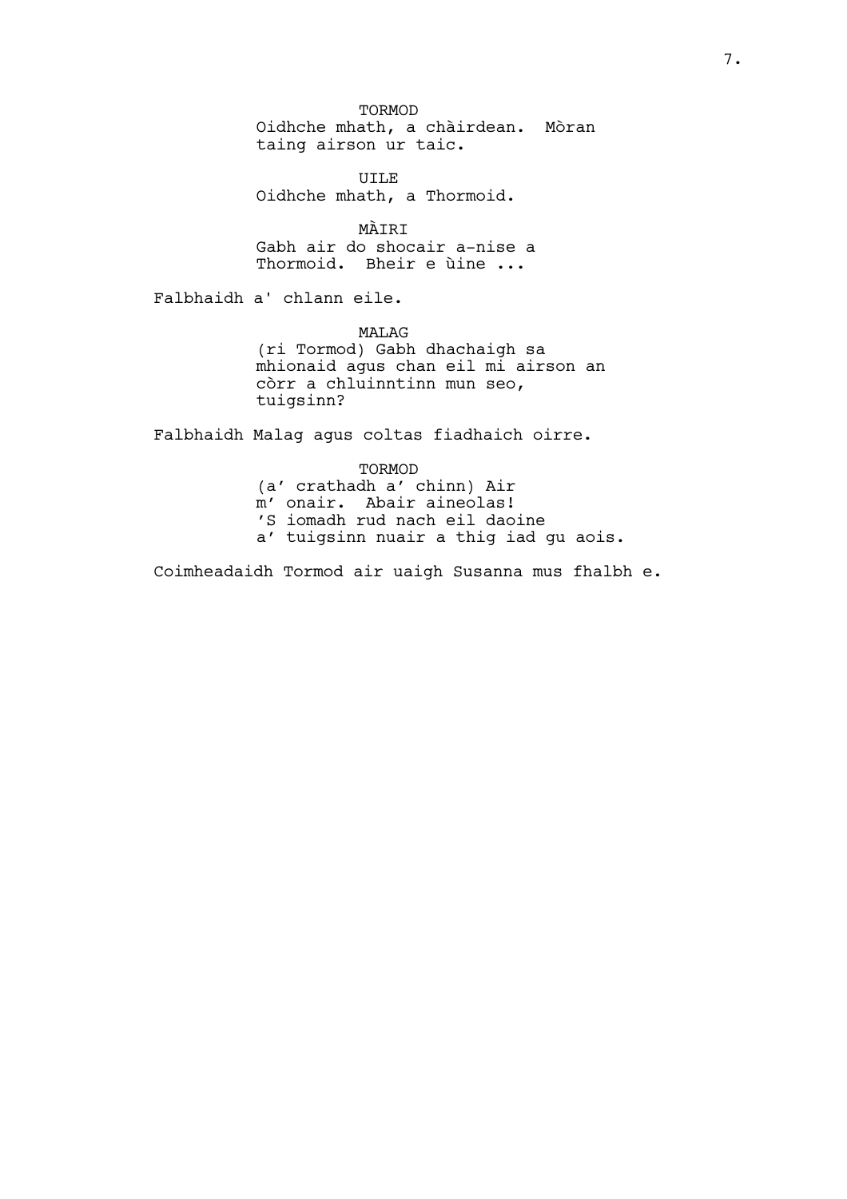TORMOD
Oidhche mhath, a chàirdean.  Mòran taing airson ur taic.

UILE
Oidhche mhath, a Thormoid.

MÀIRI
Gabh air do shocair a-nise a Thormoid.  Bheir e ùine ...

Falbhaidh a' chlann eile.

MALAG
(ri Tormod) Gabh dhachaigh sa mhionaid agus chan eil mi airson an còrr a chluinntinn mun seo, tuigsinn?

Falbhaidh Malag agus coltas fiadhaich oirre.

TORMOD
(a' crathadh a' chinn) Air m' onair.  Abair aineolas!
'S iomadh rud nach eil daoine a' tuigsinn nuair a thig iad gu aois.

Coimheadaidh Tormod air uaigh Susanna mus fhalbh e.